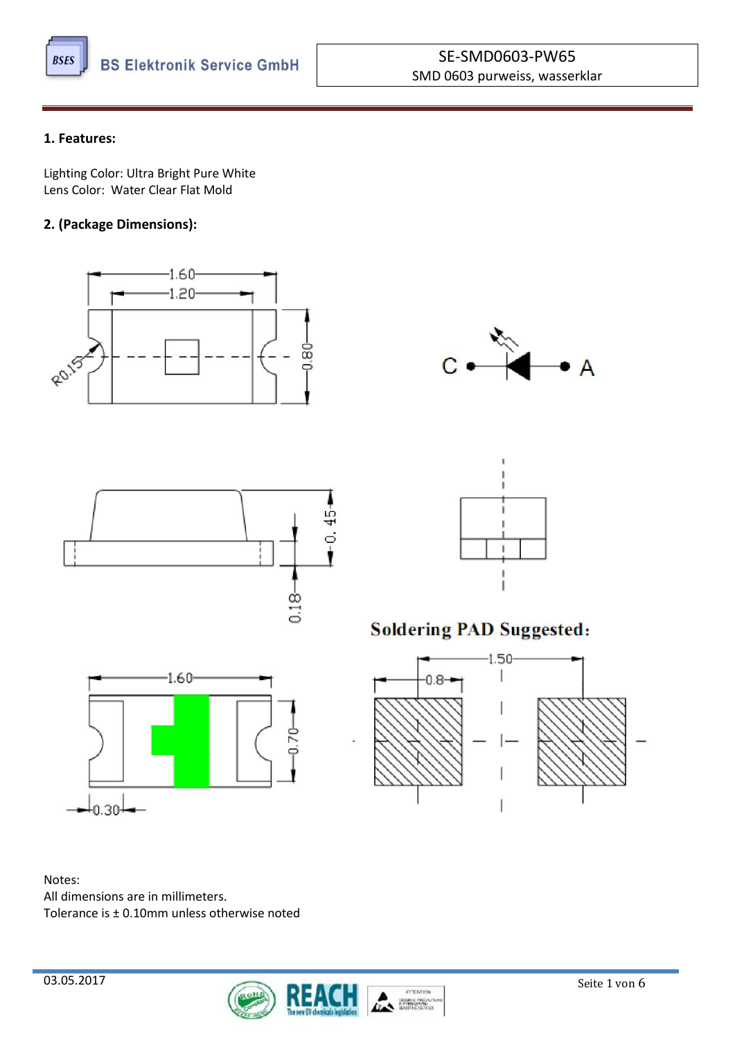SE-SMD0603-PW65
SMD 0603 purweiss, wasserklar

## 1. Features:

Lighting Color: Ultra Bright Pure White
Lens Color: Water Clear Flat Mold

## 2. (Package Dimensions):

Soldering PAD Suggested:

Notes:
All dimensions are in millimeters.
Tolerance is ± 0.10mm unless otherwise noted

03.05.2017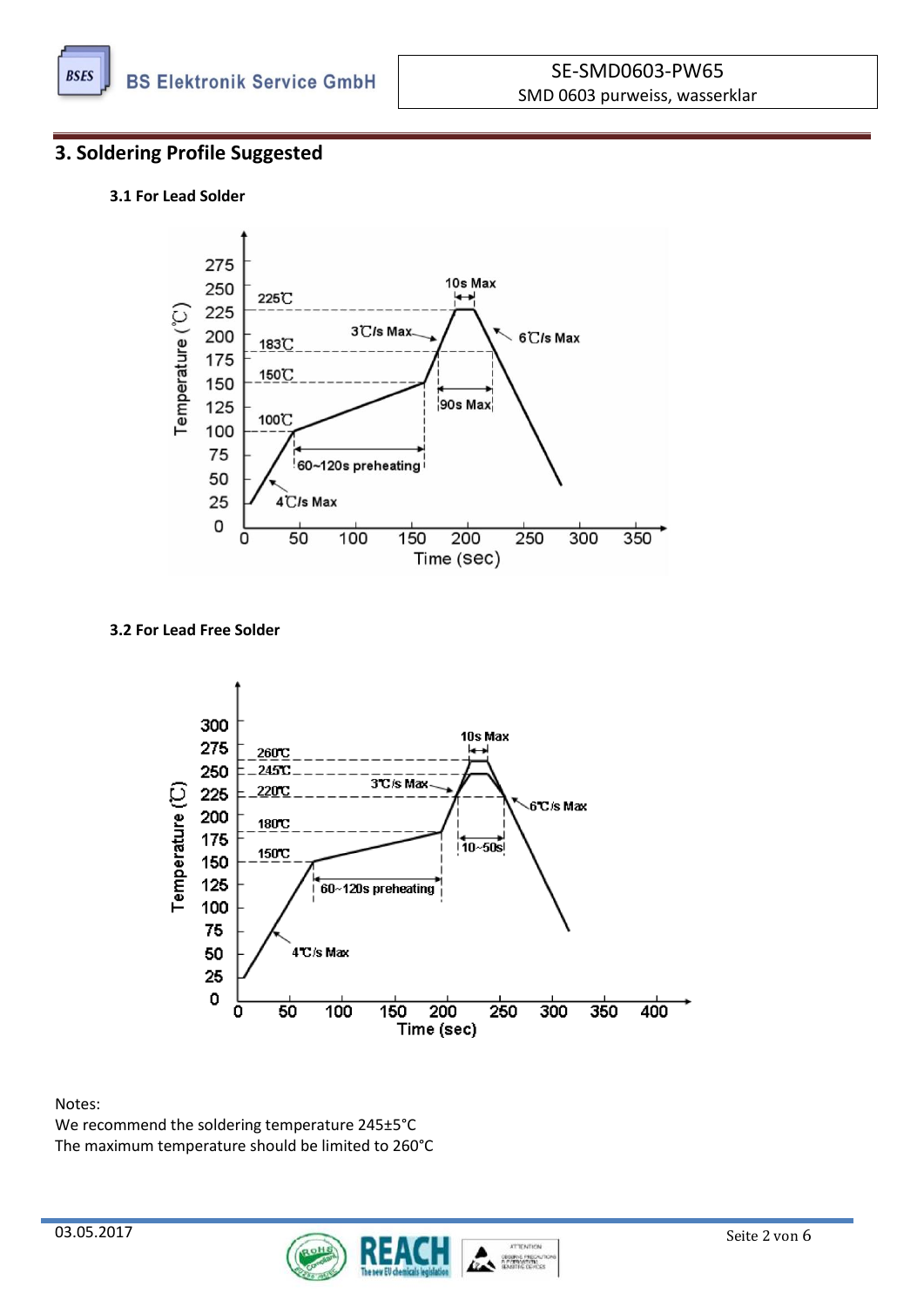## 3. Soldering Profile Suggested

### 3.1 For Lead Solder

### 3.2 For Lead Free Solder

Notes:
We recommend the soldering temperature 245±5°C
The maximum temperature should be limited to 260°C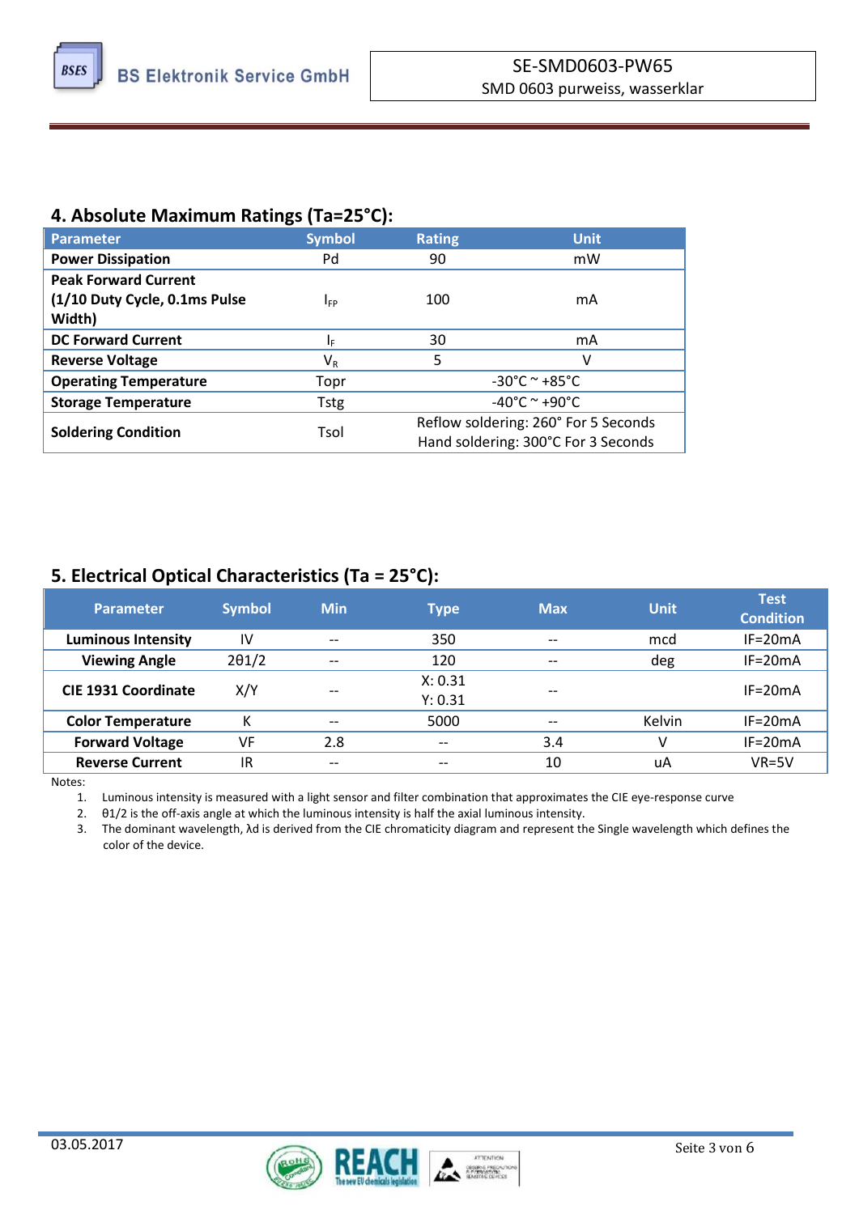## 4. Absolute Maximum Ratings (Ta=25°C):

| Parameter | Symbol | Rating | Unit |
|---|---|---|---|
| **Power Dissipation** | Pd | 90 | mW |
| **Peak Forward Current (1/10 Duty Cycle, 0.1ms Pulse Width)** | $I_{FP}$ | 100 | mA |
| **DC Forward Current** | $I_F$ | 30 | mA |
| **Reverse Voltage** | $V_R$ | 5 | V |
| **Operating Temperature** | Topr | -30°C ~ +85°C | |
| **Storage Temperature** | Tstg | -40°C ~ +90°C | |
| **Soldering Condition** | Tsol | Reflow soldering: 260° For 5 Seconds<br>Hand soldering: 300°C For 3 Seconds | |

## 5. Electrical Optical Characteristics (Ta = 25°C):

| Parameter | Symbol | Min | Type | Max | Unit | Test Condition |
|---|---|---|---|---|---|---|
| **Luminous Intensity** | IV | -- | 350 | -- | mcd | IF=20mA |
| **Viewing Angle** | 2θ1/2 | -- | 120 | -- | deg | IF=20mA |
| **CIE 1931 Coordinate** | X/Y | -- | X: 0.31<br>Y: 0.31 | -- | | IF=20mA |
| **Color Temperature** | K | -- | 5000 | -- | Kelvin | IF=20mA |
| **Forward Voltage** | VF | 2.8 | -- | 3.4 | V | IF=20mA |
| **Reverse Current** | IR | -- | -- | 10 | uA | VR=5V |

Notes:

1. Luminous intensity is measured with a light sensor and filter combination that approximates the CIE eye-response curve
2. θ1/2 is the off-axis angle at which the luminous intensity is half the axial luminous intensity.
3. The dominant wavelength, λd is derived from the CIE chromaticity diagram and represent the Single wavelength which defines the color of the device.

03.05.2017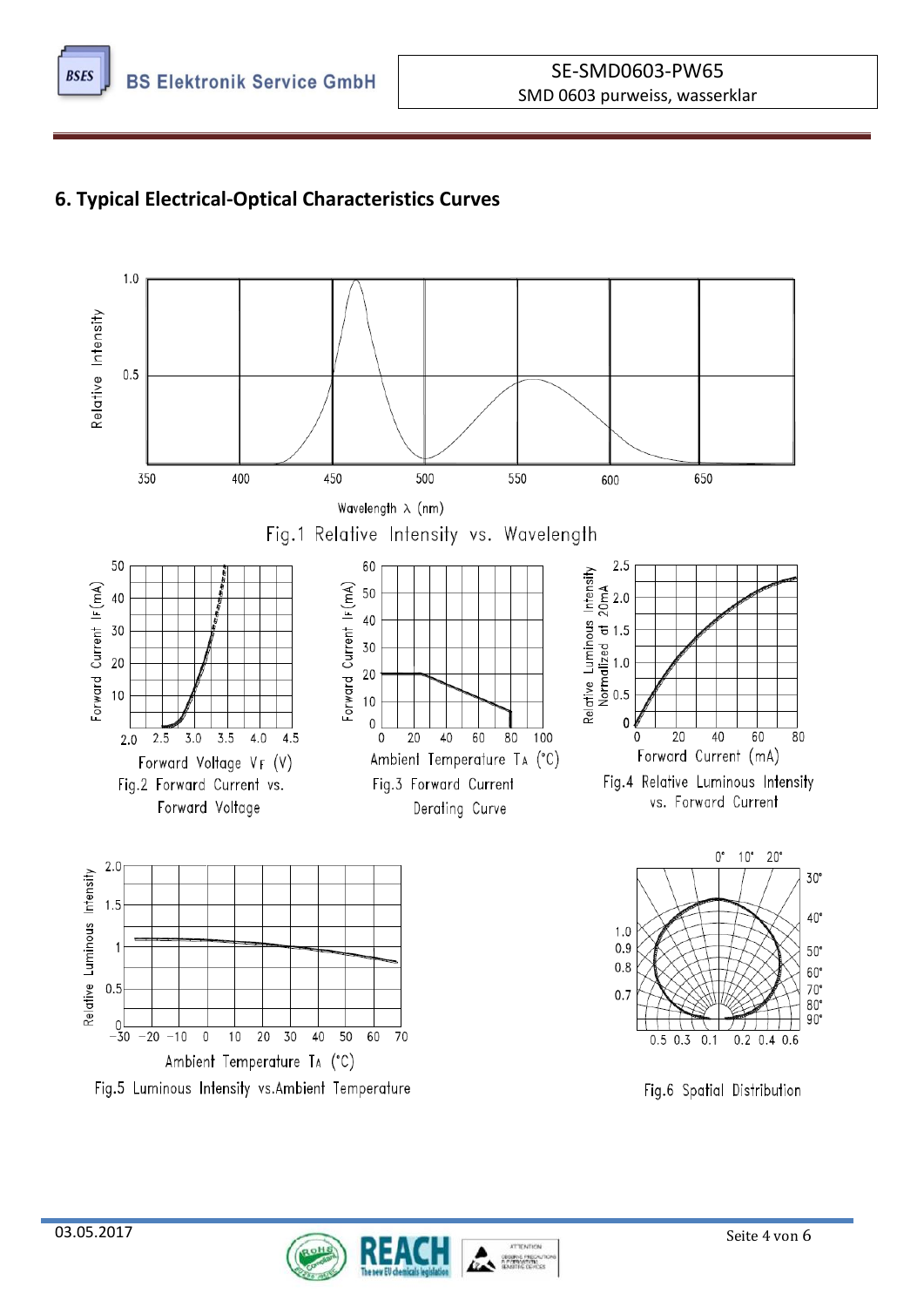## 6. Typical Electrical-Optical Characteristics Curves

Fig.1 Relative Intensity vs. Wavelength

Fig.2 Forward Current vs. Forward Voltage

Fig.3 Forward Current Derating Curve

Fig.4 Relative Luminous Intensity vs. Forward Current

Fig.5 Luminous Intensity vs.Ambient Temperature

Fig.6 Spatial Distribution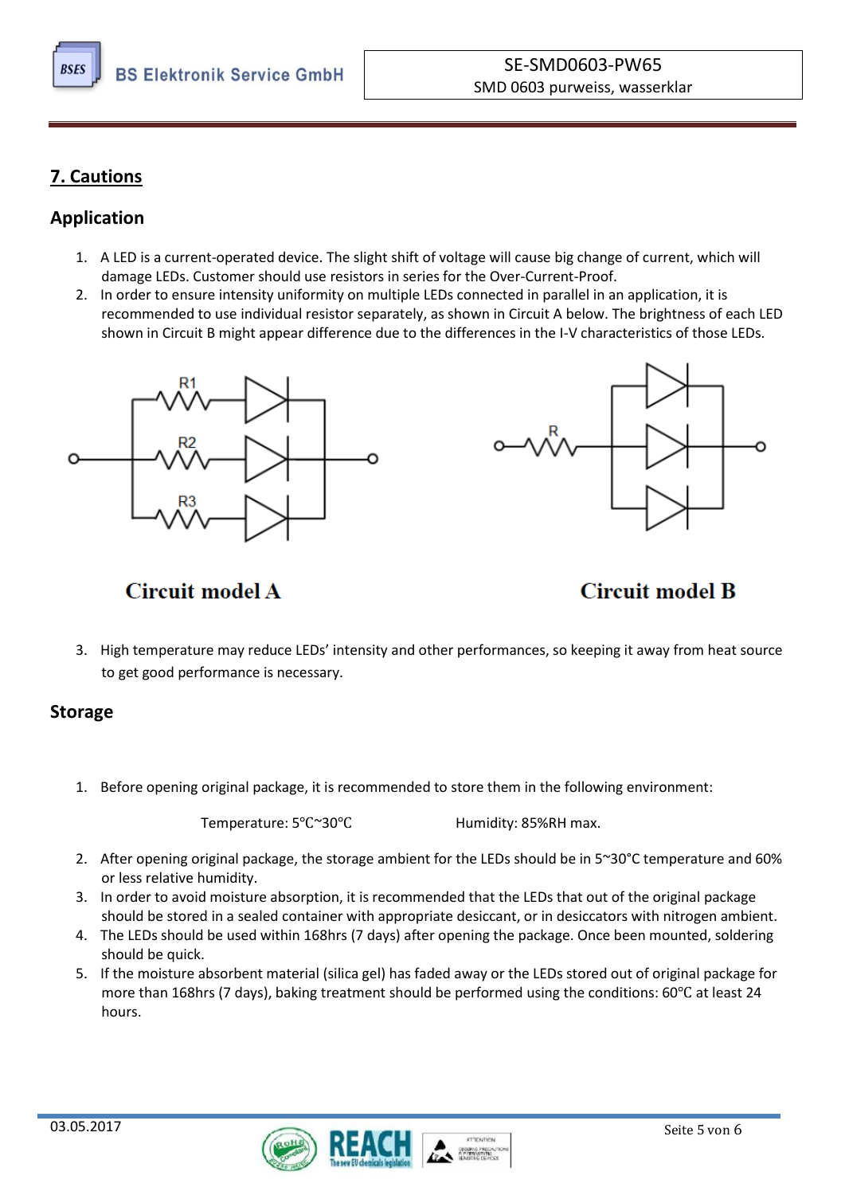## 7. Cautions

### Application

1. A LED is a current-operated device. The slight shift of voltage will cause big change of current, which will damage LEDs. Customer should use resistors in series for the Over-Current-Proof.
2. In order to ensure intensity uniformity on multiple LEDs connected in parallel in an application, it is recommended to use individual resistor separately, as shown in Circuit A below. The brightness of each LED shown in Circuit B might appear difference due to the differences in the I-V characteristics of those LEDs.

R1 R2 R3

**Circuit model A**

R

**Circuit model B**

3. High temperature may reduce LEDs' intensity and other performances, so keeping it away from heat source to get good performance is necessary.

### Storage

1. Before opening original package, it is recommended to store them in the following environment:

   Temperature: 5℃~30℃ Humidity: 85%RH max.

2. After opening original package, the storage ambient for the LEDs should be in 5~30°C temperature and 60% or less relative humidity.
3. In order to avoid moisture absorption, it is recommended that the LEDs that out of the original package should be stored in a sealed container with appropriate desiccant, or in desiccators with nitrogen ambient.
4. The LEDs should be used within 168hrs (7 days) after opening the package. Once been mounted, soldering should be quick.
5. If the moisture absorbent material (silica gel) has faded away or the LEDs stored out of original package for more than 168hrs (7 days), baking treatment should be performed using the conditions: 60℃ at least 24 hours.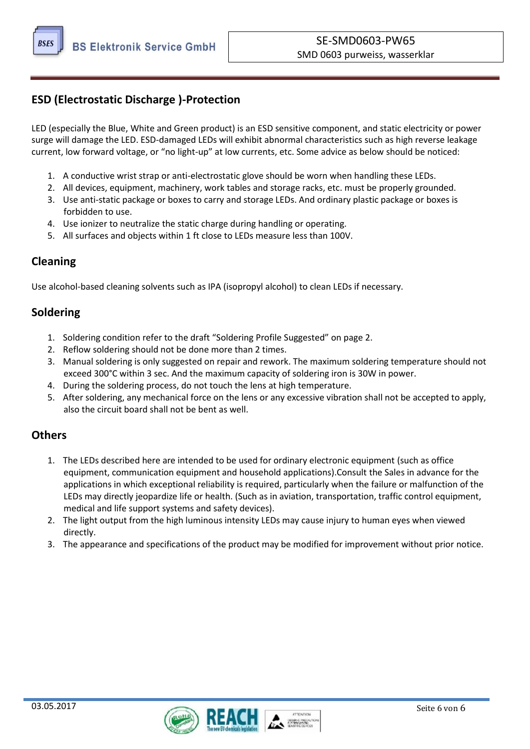## ESD (Electrostatic Discharge )-Protection

LED (especially the Blue, White and Green product) is an ESD sensitive component, and static electricity or power surge will damage the LED. ESD-damaged LEDs will exhibit abnormal characteristics such as high reverse leakage current, low forward voltage, or "no light-up" at low currents, etc. Some advice as below should be noticed:

1. A conductive wrist strap or anti-electrostatic glove should be worn when handling these LEDs.
2. All devices, equipment, machinery, work tables and storage racks, etc. must be properly grounded.
3. Use anti-static package or boxes to carry and storage LEDs. And ordinary plastic package or boxes is forbidden to use.
4. Use ionizer to neutralize the static charge during handling or operating.
5. All surfaces and objects within 1 ft close to LEDs measure less than 100V.

## Cleaning

Use alcohol-based cleaning solvents such as IPA (isopropyl alcohol) to clean LEDs if necessary.

## Soldering

1. Soldering condition refer to the draft "Soldering Profile Suggested" on page 2.
2. Reflow soldering should not be done more than 2 times.
3. Manual soldering is only suggested on repair and rework. The maximum soldering temperature should not exceed 300°C within 3 sec. And the maximum capacity of soldering iron is 30W in power.
4. During the soldering process, do not touch the lens at high temperature.
5. After soldering, any mechanical force on the lens or any excessive vibration shall not be accepted to apply, also the circuit board shall not be bent as well.

## Others

1. The LEDs described here are intended to be used for ordinary electronic equipment (such as office equipment, communication equipment and household applications).Consult the Sales in advance for the applications in which exceptional reliability is required, particularly when the failure or malfunction of the LEDs may directly jeopardize life or health. (Such as in aviation, transportation, traffic control equipment, medical and life support systems and safety devices).
2. The light output from the high luminous intensity LEDs may cause injury to human eyes when viewed directly.
3. The appearance and specifications of the product may be modified for improvement without prior notice.